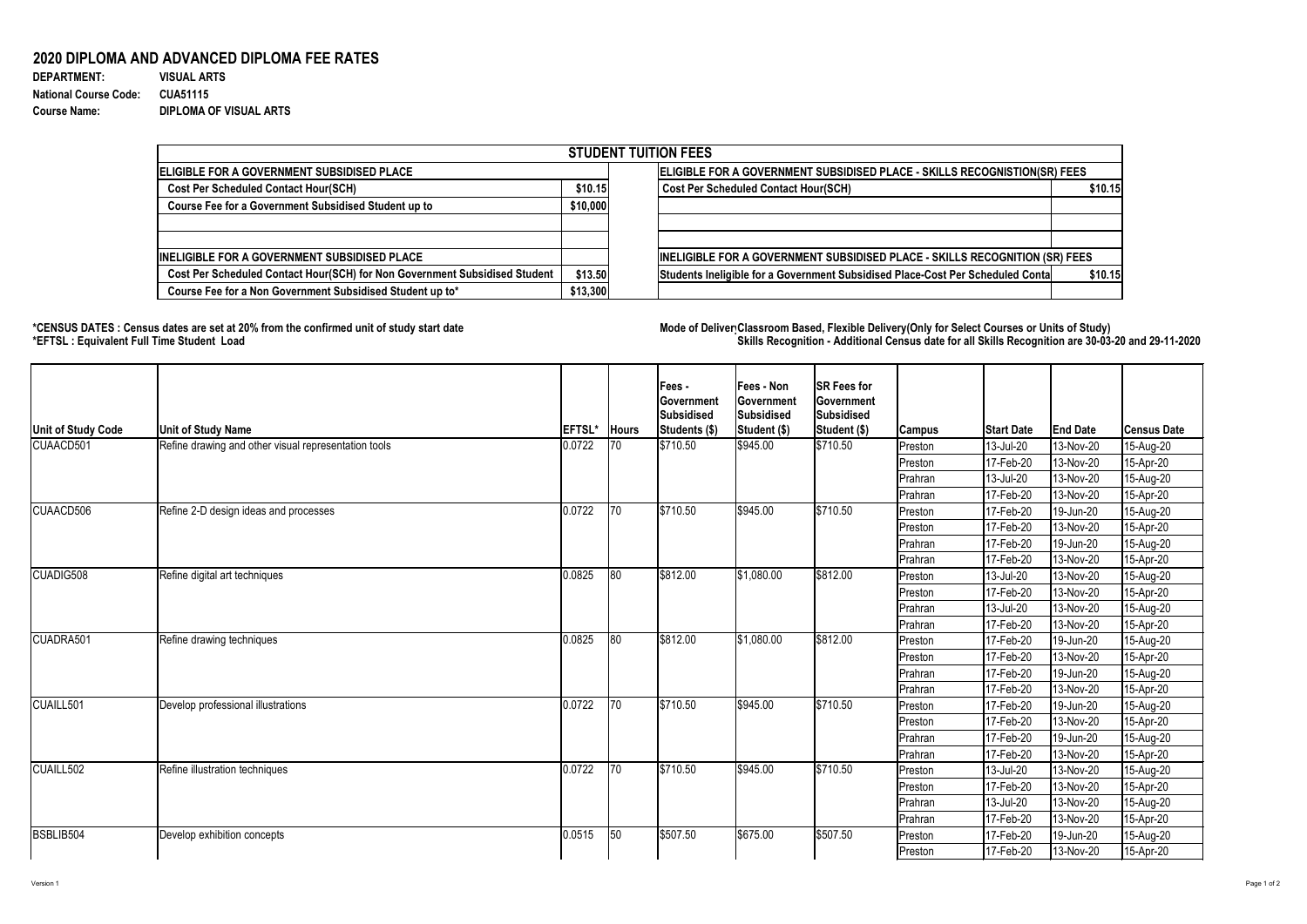# 2020 DIPLOMA AND ADVANCED DIPLOMA FEE RATES

**DEPARTMENT:** VISUAL ARTS
**National Course Code:** CUA51115
**Course Name:** DIPLOMA OF VISUAL ARTS

| STUDENT TUITION FEES | | | |
|---|---|---|---|
| **ELIGIBLE FOR A GOVERNMENT SUBSIDISED PLACE** | | **ELIGIBLE FOR A GOVERNMENT SUBSIDISED PLACE - SKILLS RECOGNISTION(SR) FEES** | |
| Cost Per Scheduled Contact Hour(SCH) | $10.15 | Cost Per Scheduled Contact Hour(SCH) | $10.15 |
| Course Fee for a Government Subsidised Student up to | $10,000 | | |
| | | | |
| | | | |
| **INELIGIBLE FOR A GOVERNMENT SUBSIDISED PLACE** | | **INELIGIBLE FOR A GOVERNMENT SUBSIDISED PLACE - SKILLS RECOGNITION (SR) FEES** | |
| Cost Per Scheduled Contact Hour(SCH) for Non Government Subsidised Student | $13.50 | Students Ineligible for a Government Subsidised Place-Cost Per Scheduled Conta | $10.15 |
| Course Fee for a Non Government Subsidised Student up to* | $13,300 | | |

**\*CENSUS DATES : Census dates are set at 20% from the confirmed unit of study start date**
**\*EFTSL : Equivalent Full Time Student Load**

**Mode of Deliver Classroom Based, Flexible Delivery(Only for Select Courses or Units of Study)**
**Skills Recognition - Additional Census date for all Skills Recognition are 30-03-20 and 29-11-2020**

| Unit of Study Code | Unit of Study Name | EFTSL* | Hours | Fees - Government Subsidised Students ($) | Fees - Non Government Subsidised Student ($) | SR Fees for Government Subsidised Student ($) | Campus | Start Date | End Date | Census Date |
|---|---|---|---|---|---|---|---|---|---|---|
| CUAACD501 | Refine drawing and other visual representation tools | 0.0722 | 70 | $710.50 | $945.00 | $710.50 | Preston | 13-Jul-20 | 13-Nov-20 | 15-Aug-20 |
| | | | | | | | Preston | 17-Feb-20 | 13-Nov-20 | 15-Apr-20 |
| | | | | | | | Prahran | 13-Jul-20 | 13-Nov-20 | 15-Aug-20 |
| | | | | | | | Prahran | 17-Feb-20 | 13-Nov-20 | 15-Apr-20 |
| CUAACD506 | Refine 2-D design ideas and processes | 0.0722 | 70 | $710.50 | $945.00 | $710.50 | Preston | 17-Feb-20 | 19-Jun-20 | 15-Aug-20 |
| | | | | | | | Preston | 17-Feb-20 | 13-Nov-20 | 15-Apr-20 |
| | | | | | | | Prahran | 17-Feb-20 | 19-Jun-20 | 15-Aug-20 |
| | | | | | | | Prahran | 17-Feb-20 | 13-Nov-20 | 15-Apr-20 |
| CUADIG508 | Refine digital art techniques | 0.0825 | 80 | $812.00 | $1,080.00 | $812.00 | Preston | 13-Jul-20 | 13-Nov-20 | 15-Aug-20 |
| | | | | | | | Preston | 17-Feb-20 | 13-Nov-20 | 15-Apr-20 |
| | | | | | | | Prahran | 13-Jul-20 | 13-Nov-20 | 15-Aug-20 |
| | | | | | | | Prahran | 17-Feb-20 | 13-Nov-20 | 15-Apr-20 |
| CUADRA501 | Refine drawing techniques | 0.0825 | 80 | $812.00 | $1,080.00 | $812.00 | Preston | 17-Feb-20 | 19-Jun-20 | 15-Aug-20 |
| | | | | | | | Preston | 17-Feb-20 | 13-Nov-20 | 15-Apr-20 |
| | | | | | | | Prahran | 17-Feb-20 | 19-Jun-20 | 15-Aug-20 |
| | | | | | | | Prahran | 17-Feb-20 | 13-Nov-20 | 15-Apr-20 |
| CUAILL501 | Develop professional illustrations | 0.0722 | 70 | $710.50 | $945.00 | $710.50 | Preston | 17-Feb-20 | 19-Jun-20 | 15-Aug-20 |
| | | | | | | | Preston | 17-Feb-20 | 13-Nov-20 | 15-Apr-20 |
| | | | | | | | Prahran | 17-Feb-20 | 19-Jun-20 | 15-Aug-20 |
| | | | | | | | Prahran | 17-Feb-20 | 13-Nov-20 | 15-Apr-20 |
| CUAILL502 | Refine illustration techniques | 0.0722 | 70 | $710.50 | $945.00 | $710.50 | Preston | 13-Jul-20 | 13-Nov-20 | 15-Aug-20 |
| | | | | | | | Preston | 17-Feb-20 | 13-Nov-20 | 15-Apr-20 |
| | | | | | | | Prahran | 13-Jul-20 | 13-Nov-20 | 15-Aug-20 |
| | | | | | | | Prahran | 17-Feb-20 | 13-Nov-20 | 15-Apr-20 |
| BSBLIB504 | Develop exhibition concepts | 0.0515 | 50 | $507.50 | $675.00 | $507.50 | Preston | 17-Feb-20 | 19-Jun-20 | 15-Aug-20 |
| | | | | | | | Preston | 17-Feb-20 | 13-Nov-20 | 15-Apr-20 |

Version 1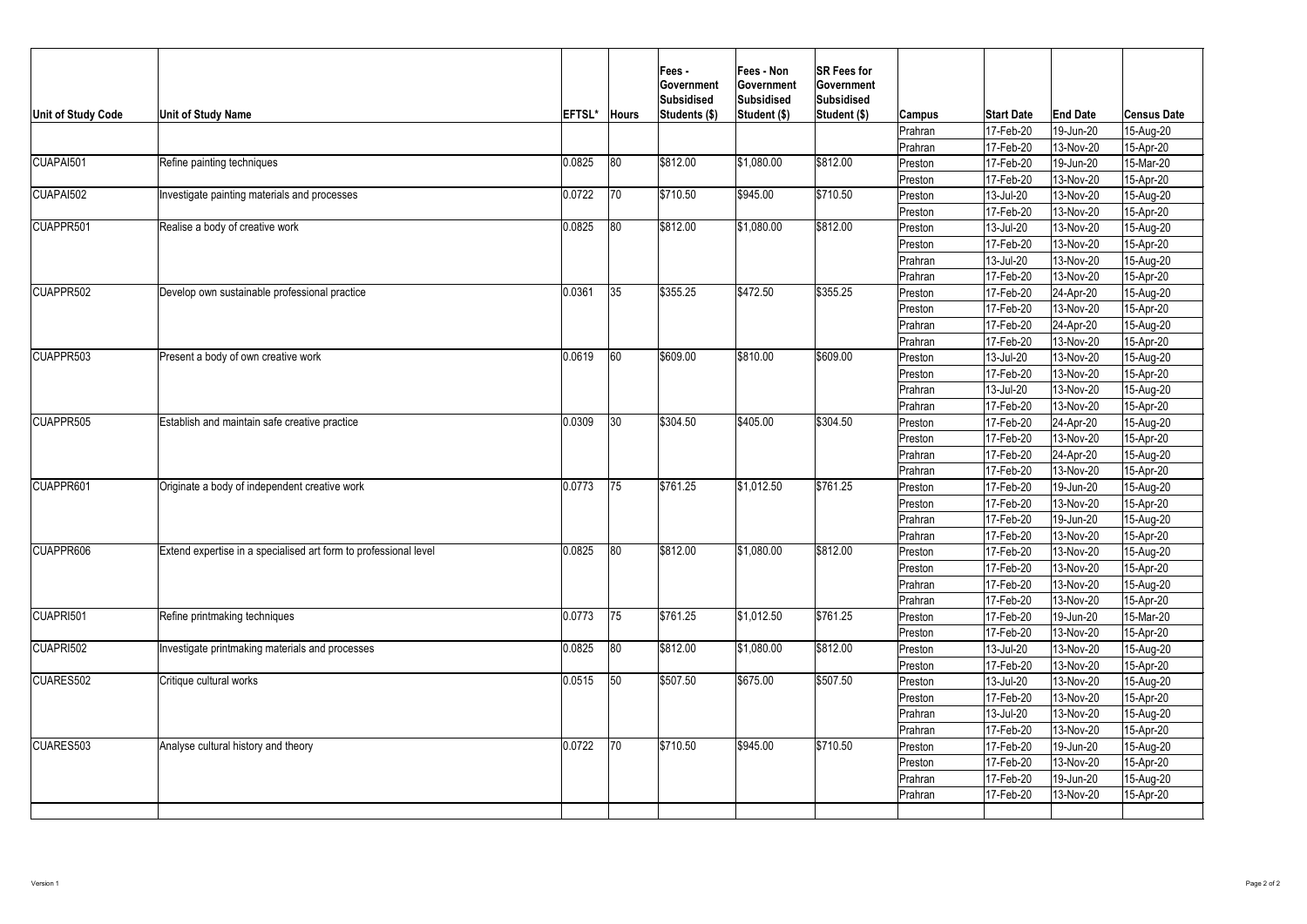| Unit of Study Code | Unit of Study Name | EFTSL* | Hours | Fees - Government Subsidised Students ($) | Fees - Non Government Subsidised Student ($) | SR Fees for Government Subsidised Student ($) | Campus | Start Date | End Date | Census Date |
|---|---|---|---|---|---|---|---|---|---|---|
| | | | | | | | Prahran | 17-Feb-20 | 19-Jun-20 | 15-Aug-20 |
| | | | | | | | Prahran | 17-Feb-20 | 13-Nov-20 | 15-Apr-20 |
| CUAPAI501 | Refine painting techniques | 0.0825 | 80 | $812.00 | $1,080.00 | $812.00 | Preston | 17-Feb-20 | 19-Jun-20 | 15-Mar-20 |
| | | | | | | | Preston | 17-Feb-20 | 13-Nov-20 | 15-Apr-20 |
| CUAPAI502 | Investigate painting materials and processes | 0.0722 | 70 | $710.50 | $945.00 | $710.50 | Preston | 13-Jul-20 | 13-Nov-20 | 15-Aug-20 |
| | | | | | | | Preston | 17-Feb-20 | 13-Nov-20 | 15-Apr-20 |
| CUAPPR501 | Realise a body of creative work | 0.0825 | 80 | $812.00 | $1,080.00 | $812.00 | Preston | 13-Jul-20 | 13-Nov-20 | 15-Aug-20 |
| | | | | | | | Preston | 17-Feb-20 | 13-Nov-20 | 15-Apr-20 |
| | | | | | | | Prahran | 13-Jul-20 | 13-Nov-20 | 15-Aug-20 |
| | | | | | | | Prahran | 17-Feb-20 | 13-Nov-20 | 15-Apr-20 |
| CUAPPR502 | Develop own sustainable professional practice | 0.0361 | 35 | $355.25 | $472.50 | $355.25 | Preston | 17-Feb-20 | 24-Apr-20 | 15-Aug-20 |
| | | | | | | | Preston | 17-Feb-20 | 13-Nov-20 | 15-Apr-20 |
| | | | | | | | Prahran | 17-Feb-20 | 24-Apr-20 | 15-Aug-20 |
| | | | | | | | Prahran | 17-Feb-20 | 13-Nov-20 | 15-Apr-20 |
| CUAPPR503 | Present a body of own creative work | 0.0619 | 60 | $609.00 | $810.00 | $609.00 | Preston | 13-Jul-20 | 13-Nov-20 | 15-Aug-20 |
| | | | | | | | Preston | 17-Feb-20 | 13-Nov-20 | 15-Apr-20 |
| | | | | | | | Prahran | 13-Jul-20 | 13-Nov-20 | 15-Aug-20 |
| | | | | | | | Prahran | 17-Feb-20 | 13-Nov-20 | 15-Apr-20 |
| CUAPPR505 | Establish and maintain safe creative practice | 0.0309 | 30 | $304.50 | $405.00 | $304.50 | Preston | 17-Feb-20 | 24-Apr-20 | 15-Aug-20 |
| | | | | | | | Preston | 17-Feb-20 | 13-Nov-20 | 15-Apr-20 |
| | | | | | | | Prahran | 17-Feb-20 | 24-Apr-20 | 15-Aug-20 |
| | | | | | | | Prahran | 17-Feb-20 | 13-Nov-20 | 15-Apr-20 |
| CUAPPR601 | Originate a body of independent creative work | 0.0773 | 75 | $761.25 | $1,012.50 | $761.25 | Preston | 17-Feb-20 | 19-Jun-20 | 15-Aug-20 |
| | | | | | | | Preston | 17-Feb-20 | 13-Nov-20 | 15-Apr-20 |
| | | | | | | | Prahran | 17-Feb-20 | 19-Jun-20 | 15-Aug-20 |
| | | | | | | | Prahran | 17-Feb-20 | 13-Nov-20 | 15-Apr-20 |
| CUAPPR606 | Extend expertise in a specialised art form to professional level | 0.0825 | 80 | $812.00 | $1,080.00 | $812.00 | Preston | 17-Feb-20 | 13-Nov-20 | 15-Aug-20 |
| | | | | | | | Preston | 17-Feb-20 | 13-Nov-20 | 15-Apr-20 |
| | | | | | | | Prahran | 17-Feb-20 | 13-Nov-20 | 15-Aug-20 |
| | | | | | | | Prahran | 17-Feb-20 | 13-Nov-20 | 15-Apr-20 |
| CUAPRI501 | Refine printmaking techniques | 0.0773 | 75 | $761.25 | $1,012.50 | $761.25 | Preston | 17-Feb-20 | 19-Jun-20 | 15-Mar-20 |
| | | | | | | | Preston | 17-Feb-20 | 13-Nov-20 | 15-Apr-20 |
| CUAPRI502 | Investigate printmaking materials and processes | 0.0825 | 80 | $812.00 | $1,080.00 | $812.00 | Preston | 13-Jul-20 | 13-Nov-20 | 15-Aug-20 |
| | | | | | | | Preston | 17-Feb-20 | 13-Nov-20 | 15-Apr-20 |
| CUARES502 | Critique cultural works | 0.0515 | 50 | $507.50 | $675.00 | $507.50 | Preston | 13-Jul-20 | 13-Nov-20 | 15-Aug-20 |
| | | | | | | | Preston | 17-Feb-20 | 13-Nov-20 | 15-Apr-20 |
| | | | | | | | Prahran | 13-Jul-20 | 13-Nov-20 | 15-Aug-20 |
| | | | | | | | Prahran | 17-Feb-20 | 13-Nov-20 | 15-Apr-20 |
| CUARES503 | Analyse cultural history and theory | 0.0722 | 70 | $710.50 | $945.00 | $710.50 | Preston | 17-Feb-20 | 19-Jun-20 | 15-Aug-20 |
| | | | | | | | Preston | 17-Feb-20 | 13-Nov-20 | 15-Apr-20 |
| | | | | | | | Prahran | 17-Feb-20 | 19-Jun-20 | 15-Aug-20 |
| | | | | | | | Prahran | 17-Feb-20 | 13-Nov-20 | 15-Apr-20 |

Version 1